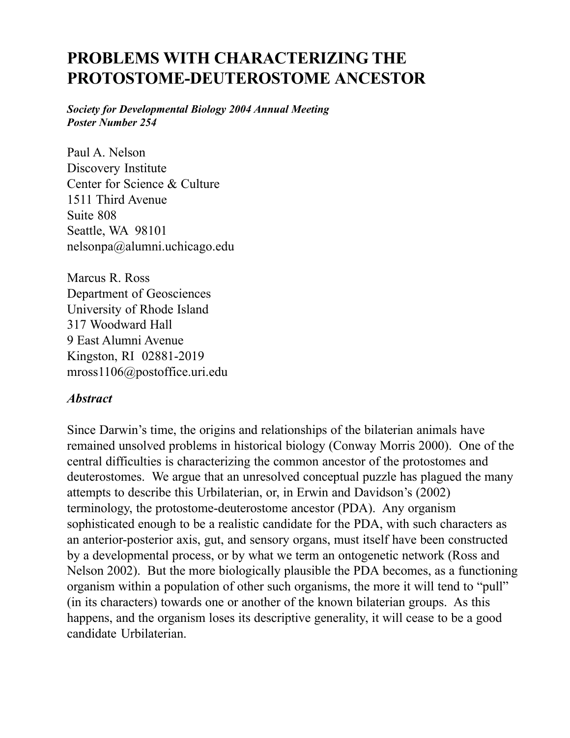# PROBLEMS WITH CHARACTERIZING THE PROTOSTOME-DEUTEROSTOME ANCESTOR

***Society for Developmental Biology 2004 Annual Meeting***
***Poster Number 254***

Paul A. Nelson
Discovery Institute
Center for Science & Culture
1511 Third Avenue
Suite 808
Seattle, WA 98101
nelsonpa@alumni.uchicago.edu

Marcus R. Ross
Department of Geosciences
University of Rhode Island
317 Woodward Hall
9 East Alumni Avenue
Kingston, RI 02881-2019
mross1106@postoffice.uri.edu

### *Abstract*

Since Darwin's time, the origins and relationships of the bilaterian animals have remained unsolved problems in historical biology (Conway Morris 2000). One of the central difficulties is characterizing the common ancestor of the protostomes and deuterostomes. We argue that an unresolved conceptual puzzle has plagued the many attempts to describe this Urbilaterian, or, in Erwin and Davidson's (2002) terminology, the protostome-deuterostome ancestor (PDA). Any organism sophisticated enough to be a realistic candidate for the PDA, with such characters as an anterior-posterior axis, gut, and sensory organs, must itself have been constructed by a developmental process, or by what we term an ontogenetic network (Ross and Nelson 2002). But the more biologically plausible the PDA becomes, as a functioning organism within a population of other such organisms, the more it will tend to "pull" (in its characters) towards one or another of the known bilaterian groups. As this happens, and the organism loses its descriptive generality, it will cease to be a good candidate Urbilaterian.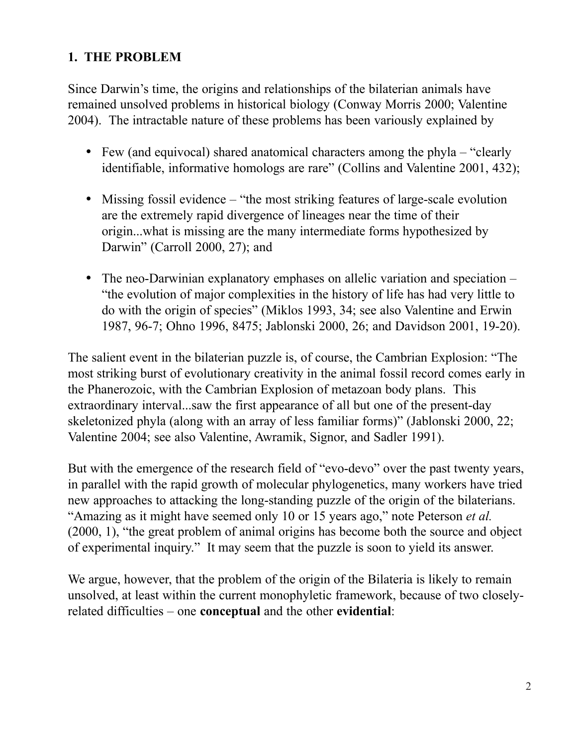## 1. THE PROBLEM

Since Darwin's time, the origins and relationships of the bilaterian animals have remained unsolved problems in historical biology (Conway Morris 2000; Valentine 2004). The intractable nature of these problems has been variously explained by

- Few (and equivocal) shared anatomical characters among the phyla – "clearly identifiable, informative homologs are rare" (Collins and Valentine 2001, 432);

- Missing fossil evidence – "the most striking features of large-scale evolution are the extremely rapid divergence of lineages near the time of their origin...what is missing are the many intermediate forms hypothesized by Darwin" (Carroll 2000, 27); and

- The neo-Darwinian explanatory emphases on allelic variation and speciation – "the evolution of major complexities in the history of life has had very little to do with the origin of species" (Miklos 1993, 34; see also Valentine and Erwin 1987, 96-7; Ohno 1996, 8475; Jablonski 2000, 26; and Davidson 2001, 19-20).

The salient event in the bilaterian puzzle is, of course, the Cambrian Explosion: "The most striking burst of evolutionary creativity in the animal fossil record comes early in the Phanerozoic, with the Cambrian Explosion of metazoan body plans. This extraordinary interval...saw the first appearance of all but one of the present-day skeletonized phyla (along with an array of less familiar forms)" (Jablonski 2000, 22; Valentine 2004; see also Valentine, Awramik, Signor, and Sadler 1991).

But with the emergence of the research field of "evo-devo" over the past twenty years, in parallel with the rapid growth of molecular phylogenetics, many workers have tried new approaches to attacking the long-standing puzzle of the origin of the bilaterians. "Amazing as it might have seemed only 10 or 15 years ago," note Peterson *et al.* (2000, 1), "the great problem of animal origins has become both the source and object of experimental inquiry." It may seem that the puzzle is soon to yield its answer.

We argue, however, that the problem of the origin of the Bilateria is likely to remain unsolved, at least within the current monophyletic framework, because of two closely-related difficulties – one **conceptual** and the other **evidential**: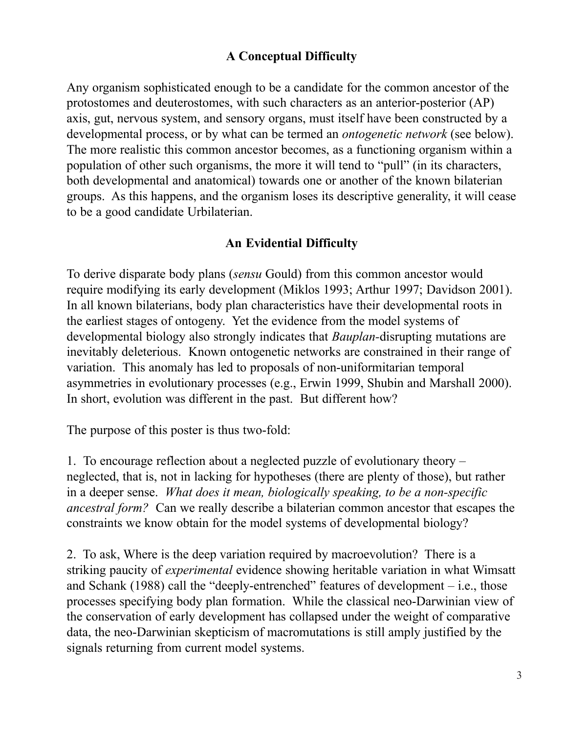## A Conceptual Difficulty

Any organism sophisticated enough to be a candidate for the common ancestor of the protostomes and deuterostomes, with such characters as an anterior-posterior (AP) axis, gut, nervous system, and sensory organs, must itself have been constructed by a developmental process, or by what can be termed an *ontogenetic network* (see below). The more realistic this common ancestor becomes, as a functioning organism within a population of other such organisms, the more it will tend to "pull" (in its characters, both developmental and anatomical) towards one or another of the known bilaterian groups. As this happens, and the organism loses its descriptive generality, it will cease to be a good candidate Urbilaterian.

## An Evidential Difficulty

To derive disparate body plans (*sensu* Gould) from this common ancestor would require modifying its early development (Miklos 1993; Arthur 1997; Davidson 2001). In all known bilaterians, body plan characteristics have their developmental roots in the earliest stages of ontogeny. Yet the evidence from the model systems of developmental biology also strongly indicates that *Bauplan*-disrupting mutations are inevitably deleterious. Known ontogenetic networks are constrained in their range of variation. This anomaly has led to proposals of non-uniformitarian temporal asymmetries in evolutionary processes (e.g., Erwin 1999, Shubin and Marshall 2000). In short, evolution was different in the past. But different how?

The purpose of this poster is thus two-fold:

1. To encourage reflection about a neglected puzzle of evolutionary theory – neglected, that is, not in lacking for hypotheses (there are plenty of those), but rather in a deeper sense. *What does it mean, biologically speaking, to be a non-specific ancestral form?* Can we really describe a bilaterian common ancestor that escapes the constraints we know obtain for the model systems of developmental biology?

2. To ask, Where is the deep variation required by macroevolution? There is a striking paucity of *experimental* evidence showing heritable variation in what Wimsatt and Schank (1988) call the "deeply-entrenched" features of development – i.e., those processes specifying body plan formation. While the classical neo-Darwinian view of the conservation of early development has collapsed under the weight of comparative data, the neo-Darwinian skepticism of macromutations is still amply justified by the signals returning from current model systems.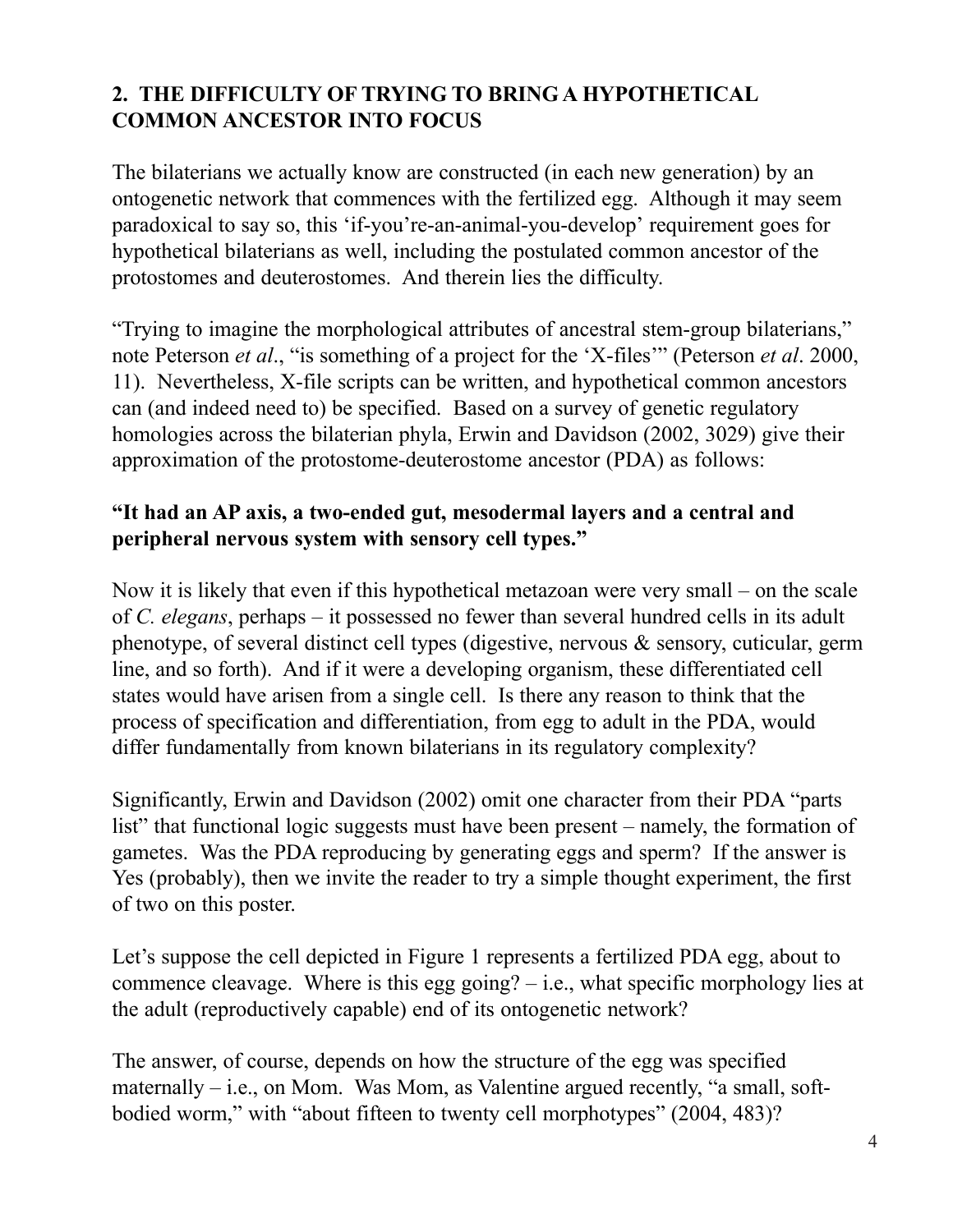## 2. THE DIFFICULTY OF TRYING TO BRING A HYPOTHETICAL COMMON ANCESTOR INTO FOCUS

The bilaterians we actually know are constructed (in each new generation) by an ontogenetic network that commences with the fertilized egg. Although it may seem paradoxical to say so, this 'if-you're-an-animal-you-develop' requirement goes for hypothetical bilaterians as well, including the postulated common ancestor of the protostomes and deuterostomes. And therein lies the difficulty.

"Trying to imagine the morphological attributes of ancestral stem-group bilaterians," note Peterson *et al*., "is something of a project for the 'X-files'" (Peterson *et al*. 2000, 11). Nevertheless, X-file scripts can be written, and hypothetical common ancestors can (and indeed need to) be specified. Based on a survey of genetic regulatory homologies across the bilaterian phyla, Erwin and Davidson (2002, 3029) give their approximation of the protostome-deuterostome ancestor (PDA) as follows:

**"It had an AP axis, a two-ended gut, mesodermal layers and a central and peripheral nervous system with sensory cell types."**

Now it is likely that even if this hypothetical metazoan were very small – on the scale of *C. elegans*, perhaps – it possessed no fewer than several hundred cells in its adult phenotype, of several distinct cell types (digestive, nervous & sensory, cuticular, germ line, and so forth). And if it were a developing organism, these differentiated cell states would have arisen from a single cell. Is there any reason to think that the process of specification and differentiation, from egg to adult in the PDA, would differ fundamentally from known bilaterians in its regulatory complexity?

Significantly, Erwin and Davidson (2002) omit one character from their PDA "parts list" that functional logic suggests must have been present – namely, the formation of gametes. Was the PDA reproducing by generating eggs and sperm? If the answer is Yes (probably), then we invite the reader to try a simple thought experiment, the first of two on this poster.

Let's suppose the cell depicted in Figure 1 represents a fertilized PDA egg, about to commence cleavage. Where is this egg going? – i.e., what specific morphology lies at the adult (reproductively capable) end of its ontogenetic network?

The answer, of course, depends on how the structure of the egg was specified maternally – i.e., on Mom. Was Mom, as Valentine argued recently, "a small, soft-bodied worm," with "about fifteen to twenty cell morphotypes" (2004, 483)?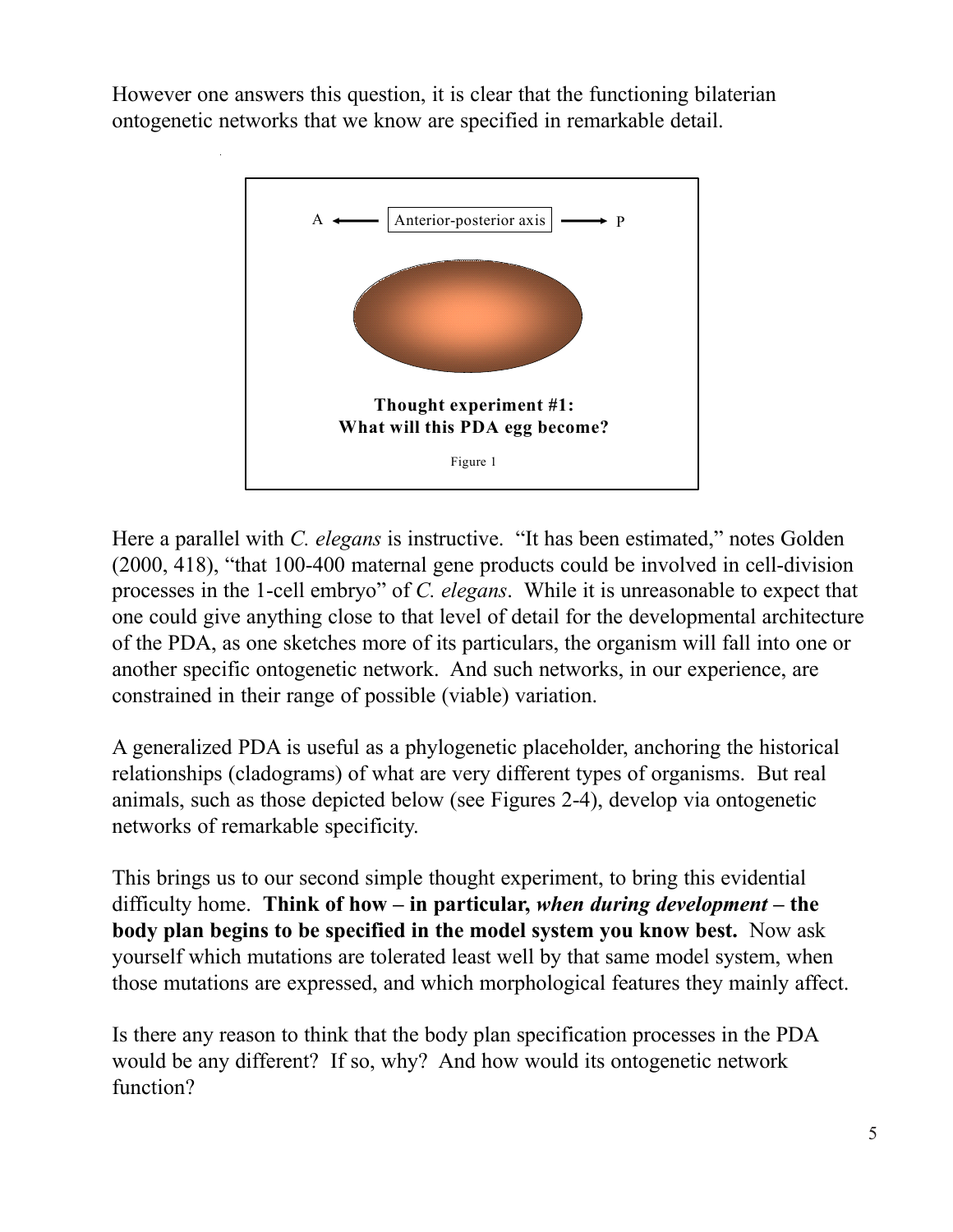However one answers this question, it is clear that the functioning bilaterian ontogenetic networks that we know are specified in remarkable detail.

A ← Anterior-posterior axis → P

**Thought experiment #1: What will this PDA egg become?**

Figure 1

Here a parallel with *C. elegans* is instructive. "It has been estimated," notes Golden (2000, 418), "that 100-400 maternal gene products could be involved in cell-division processes in the 1-cell embryo" of *C. elegans*. While it is unreasonable to expect that one could give anything close to that level of detail for the developmental architecture of the PDA, as one sketches more of its particulars, the organism will fall into one or another specific ontogenetic network. And such networks, in our experience, are constrained in their range of possible (viable) variation.

A generalized PDA is useful as a phylogenetic placeholder, anchoring the historical relationships (cladograms) of what are very different types of organisms. But real animals, such as those depicted below (see Figures 2-4), develop via ontogenetic networks of remarkable specificity.

This brings us to our second simple thought experiment, to bring this evidential difficulty home. **Think of how – in particular, *when during development* – the body plan begins to be specified in the model system you know best.** Now ask yourself which mutations are tolerated least well by that same model system, when those mutations are expressed, and which morphological features they mainly affect.

Is there any reason to think that the body plan specification processes in the PDA would be any different? If so, why? And how would its ontogenetic network function?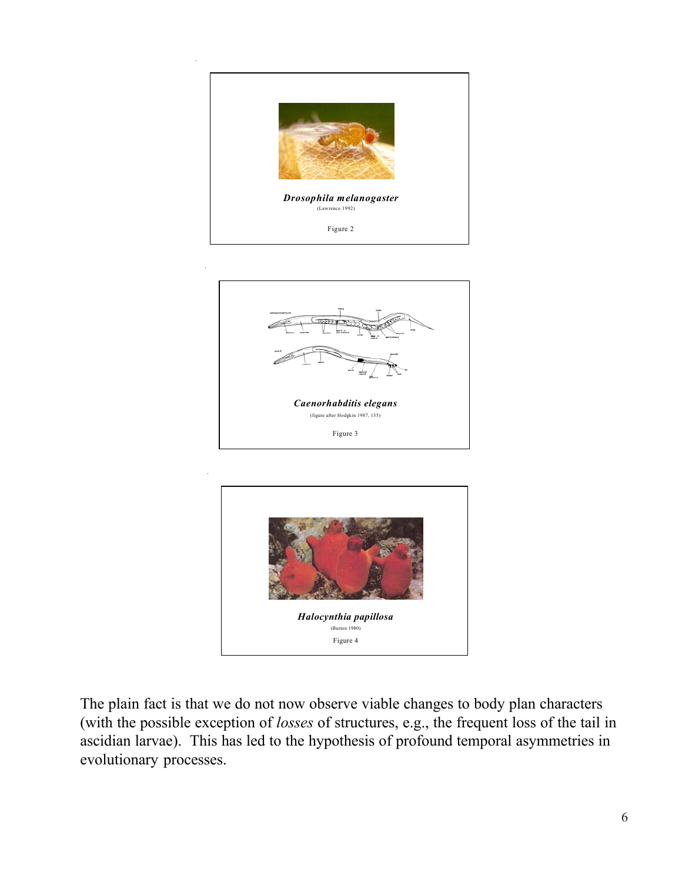***Drosophila melanogaster***
(Lawrence 1992)

Figure 2

***Caenorhabditis elegans***
(figure after Hodgkin 1987, 135)

Figure 3

***Halocynthia papillosa***
(Burton 1980)

Figure 4

The plain fact is that we do not now observe viable changes to body plan characters (with the possible exception of *losses* of structures, e.g., the frequent loss of the tail in ascidian larvae). This has led to the hypothesis of profound temporal asymmetries in evolutionary processes.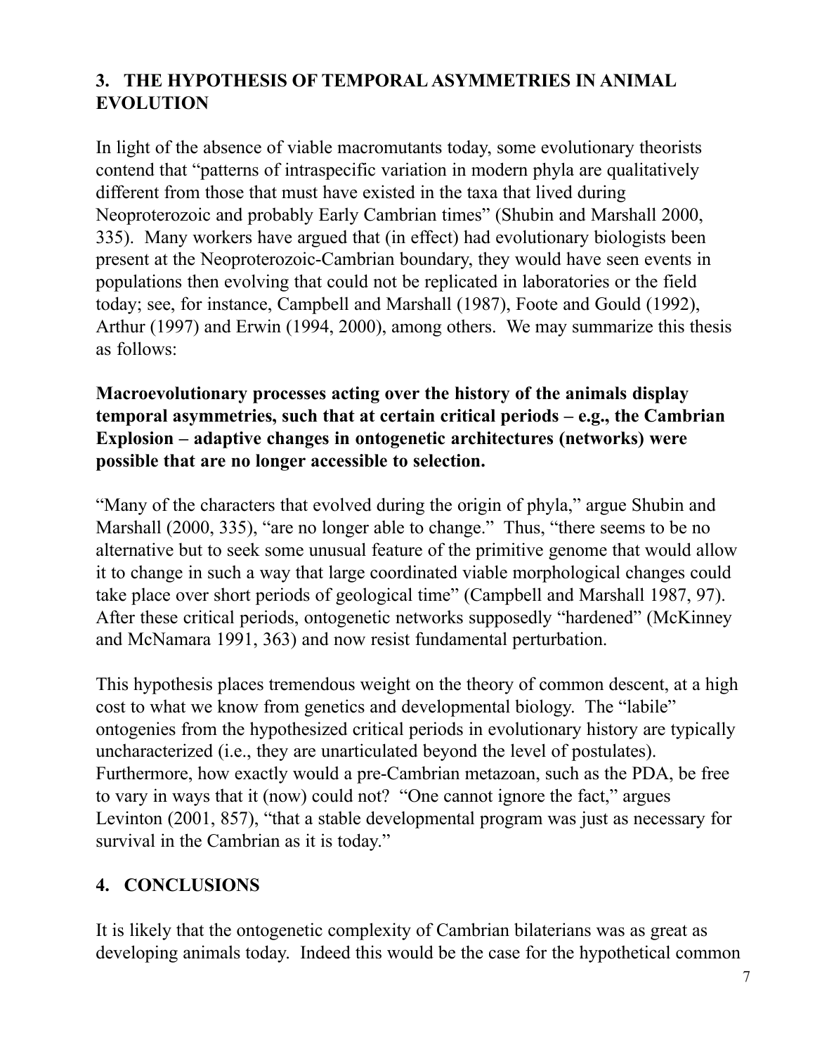## 3. THE HYPOTHESIS OF TEMPORAL ASYMMETRIES IN ANIMAL EVOLUTION

In light of the absence of viable macromutants today, some evolutionary theorists contend that "patterns of intraspecific variation in modern phyla are qualitatively different from those that must have existed in the taxa that lived during Neoproterozoic and probably Early Cambrian times" (Shubin and Marshall 2000, 335). Many workers have argued that (in effect) had evolutionary biologists been present at the Neoproterozoic-Cambrian boundary, they would have seen events in populations then evolving that could not be replicated in laboratories or the field today; see, for instance, Campbell and Marshall (1987), Foote and Gould (1992), Arthur (1997) and Erwin (1994, 2000), among others. We may summarize this thesis as follows:

**Macroevolutionary processes acting over the history of the animals display temporal asymmetries, such that at certain critical periods – e.g., the Cambrian Explosion – adaptive changes in ontogenetic architectures (networks) were possible that are no longer accessible to selection.**

"Many of the characters that evolved during the origin of phyla," argue Shubin and Marshall (2000, 335), "are no longer able to change." Thus, "there seems to be no alternative but to seek some unusual feature of the primitive genome that would allow it to change in such a way that large coordinated viable morphological changes could take place over short periods of geological time" (Campbell and Marshall 1987, 97). After these critical periods, ontogenetic networks supposedly "hardened" (McKinney and McNamara 1991, 363) and now resist fundamental perturbation.

This hypothesis places tremendous weight on the theory of common descent, at a high cost to what we know from genetics and developmental biology. The "labile" ontogenies from the hypothesized critical periods in evolutionary history are typically uncharacterized (i.e., they are unarticulated beyond the level of postulates). Furthermore, how exactly would a pre-Cambrian metazoan, such as the PDA, be free to vary in ways that it (now) could not? "One cannot ignore the fact," argues Levinton (2001, 857), "that a stable developmental program was just as necessary for survival in the Cambrian as it is today."

## 4. CONCLUSIONS

It is likely that the ontogenetic complexity of Cambrian bilaterians was as great as developing animals today. Indeed this would be the case for the hypothetical common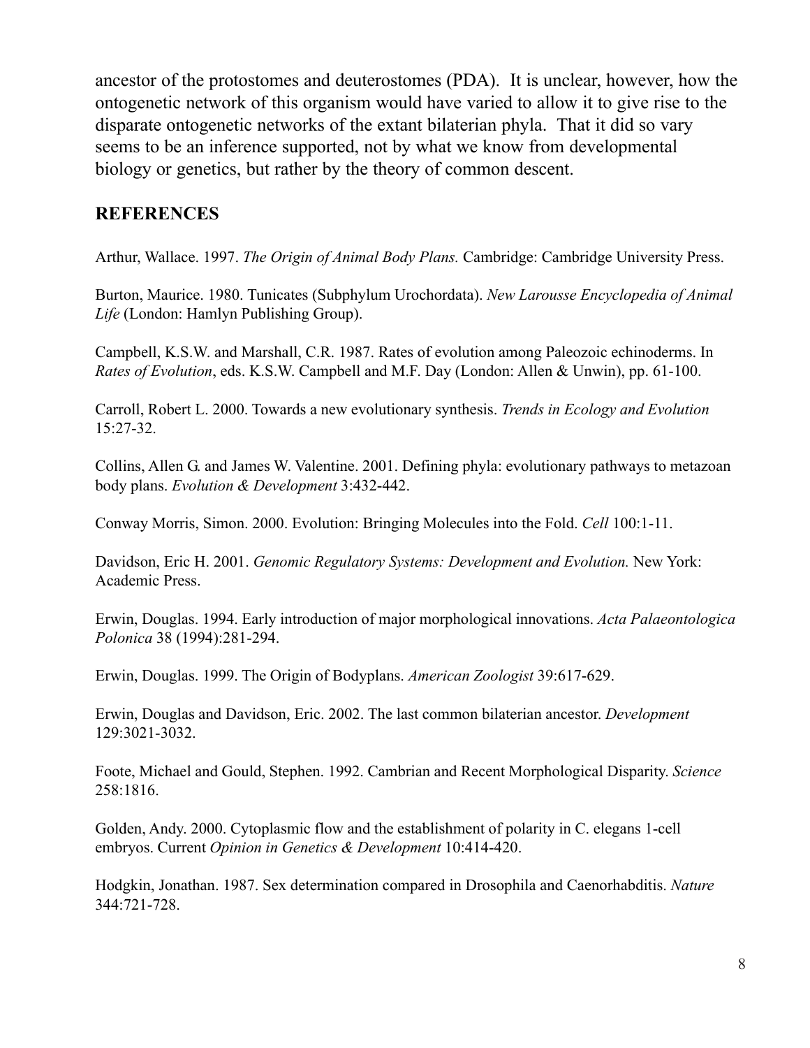ancestor of the protostomes and deuterostomes (PDA). It is unclear, however, how the ontogenetic network of this organism would have varied to allow it to give rise to the disparate ontogenetic networks of the extant bilaterian phyla. That it did so vary seems to be an inference supported, not by what we know from developmental biology or genetics, but rather by the theory of common descent.

## REFERENCES

Arthur, Wallace. 1997. *The Origin of Animal Body Plans.* Cambridge: Cambridge University Press.

Burton, Maurice. 1980. Tunicates (Subphylum Urochordata). *New Larousse Encyclopedia of Animal Life* (London: Hamlyn Publishing Group).

Campbell, K.S.W. and Marshall, C.R. 1987. Rates of evolution among Paleozoic echinoderms. In *Rates of Evolution*, eds. K.S.W. Campbell and M.F. Day (London: Allen & Unwin), pp. 61-100.

Carroll, Robert L. 2000. Towards a new evolutionary synthesis. *Trends in Ecology and Evolution* 15:27-32.

Collins, Allen G. and James W. Valentine. 2001. Defining phyla: evolutionary pathways to metazoan body plans. *Evolution & Development* 3:432-442.

Conway Morris, Simon. 2000. Evolution: Bringing Molecules into the Fold. *Cell* 100:1-11.

Davidson, Eric H. 2001. *Genomic Regulatory Systems: Development and Evolution.* New York: Academic Press.

Erwin, Douglas. 1994. Early introduction of major morphological innovations. *Acta Palaeontologica Polonica* 38 (1994):281-294.

Erwin, Douglas. 1999. The Origin of Bodyplans. *American Zoologist* 39:617-629.

Erwin, Douglas and Davidson, Eric. 2002. The last common bilaterian ancestor. *Development* 129:3021-3032.

Foote, Michael and Gould, Stephen. 1992. Cambrian and Recent Morphological Disparity. *Science* 258:1816.

Golden, Andy. 2000. Cytoplasmic flow and the establishment of polarity in C. elegans 1-cell embryos. Current *Opinion in Genetics & Development* 10:414-420.

Hodgkin, Jonathan. 1987. Sex determination compared in Drosophila and Caenorhabditis. *Nature* 344:721-728.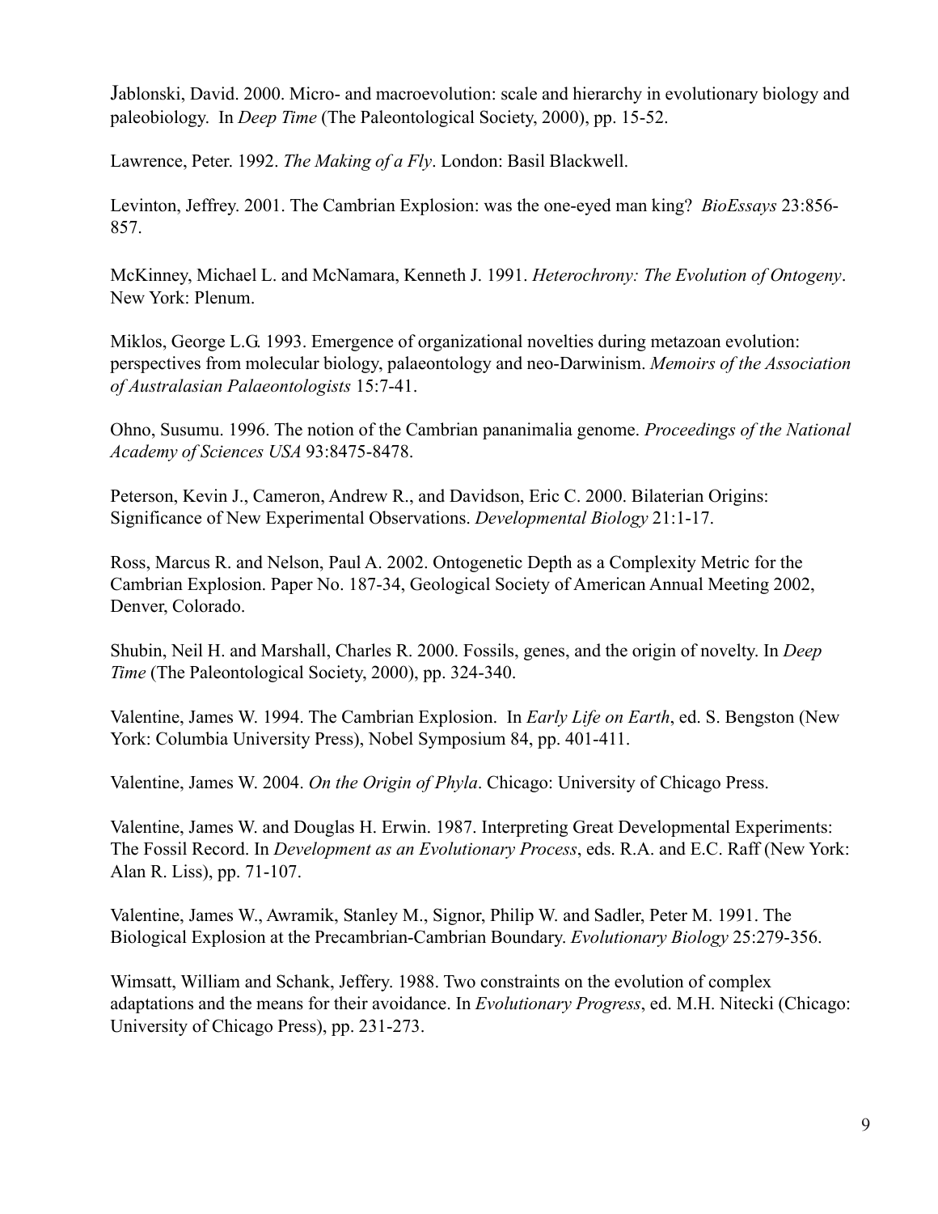Jablonski, David. 2000. Micro- and macroevolution: scale and hierarchy in evolutionary biology and paleobiology. In *Deep Time* (The Paleontological Society, 2000), pp. 15-52.

Lawrence, Peter. 1992. *The Making of a Fly*. London: Basil Blackwell.

Levinton, Jeffrey. 2001. The Cambrian Explosion: was the one-eyed man king? *BioEssays* 23:856-857.

McKinney, Michael L. and McNamara, Kenneth J. 1991. *Heterochrony: The Evolution of Ontogeny*. New York: Plenum.

Miklos, George L.G. 1993. Emergence of organizational novelties during metazoan evolution: perspectives from molecular biology, palaeontology and neo-Darwinism. *Memoirs of the Association of Australasian Palaeontologists* 15:7-41.

Ohno, Susumu. 1996. The notion of the Cambrian pananimalia genome. *Proceedings of the National Academy of Sciences USA* 93:8475-8478.

Peterson, Kevin J., Cameron, Andrew R., and Davidson, Eric C. 2000. Bilaterian Origins: Significance of New Experimental Observations. *Developmental Biology* 21:1-17.

Ross, Marcus R. and Nelson, Paul A. 2002. Ontogenetic Depth as a Complexity Metric for the Cambrian Explosion. Paper No. 187-34, Geological Society of American Annual Meeting 2002, Denver, Colorado.

Shubin, Neil H. and Marshall, Charles R. 2000. Fossils, genes, and the origin of novelty. In *Deep Time* (The Paleontological Society, 2000), pp. 324-340.

Valentine, James W. 1994. The Cambrian Explosion. In *Early Life on Earth*, ed. S. Bengston (New York: Columbia University Press), Nobel Symposium 84, pp. 401-411.

Valentine, James W. 2004. *On the Origin of Phyla*. Chicago: University of Chicago Press.

Valentine, James W. and Douglas H. Erwin. 1987. Interpreting Great Developmental Experiments: The Fossil Record. In *Development as an Evolutionary Process*, eds. R.A. and E.C. Raff (New York: Alan R. Liss), pp. 71-107.

Valentine, James W., Awramik, Stanley M., Signor, Philip W. and Sadler, Peter M. 1991. The Biological Explosion at the Precambrian-Cambrian Boundary. *Evolutionary Biology* 25:279-356.

Wimsatt, William and Schank, Jeffery. 1988. Two constraints on the evolution of complex adaptations and the means for their avoidance. In *Evolutionary Progress*, ed. M.H. Nitecki (Chicago: University of Chicago Press), pp. 231-273.